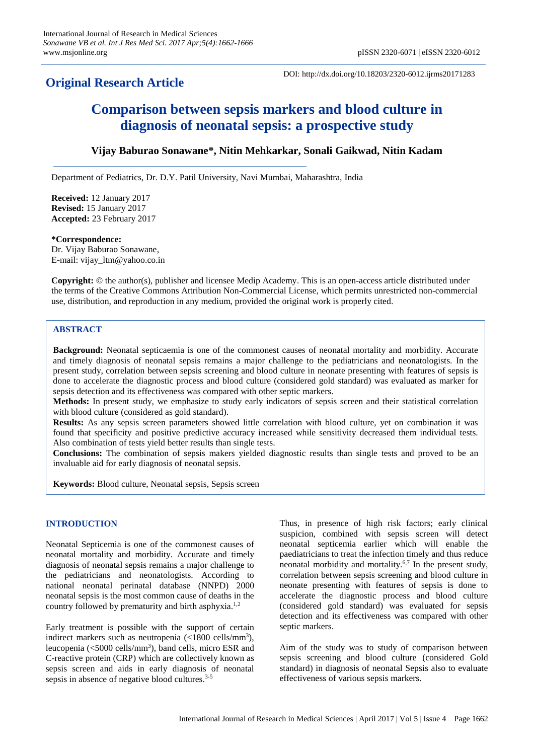**Original Research Article**

DOI: http://dx.doi.org/10.18203/2320-6012.ijrms20171283

# Comparison between sepsis markers and blood culture in diagnosis of neonatal sepsis: a prospective study

**Vijay Baburao Sonawane\*, Nitin Mehkarkar, Sonali Gaikwad, Nitin Kadam**

Department of Pediatrics, Dr. D.Y. Patil University, Navi Mumbai, Maharashtra, India

**Received:** 12 January 2017
**Revised:** 15 January 2017
**Accepted:** 23 February 2017

**\*Correspondence:**
Dr. Vijay Baburao Sonawane,
E-mail: vijay_ltm@yahoo.co.in

**Copyright:** © the author(s), publisher and licensee Medip Academy. This is an open-access article distributed under the terms of the Creative Commons Attribution Non-Commercial License, which permits unrestricted non-commercial use, distribution, and reproduction in any medium, provided the original work is properly cited.

## ABSTRACT

**Background:** Neonatal septicaemia is one of the commonest causes of neonatal mortality and morbidity. Accurate and timely diagnosis of neonatal sepsis remains a major challenge to the pediatricians and neonatologists. In the present study, correlation between sepsis screening and blood culture in neonate presenting with features of sepsis is done to accelerate the diagnostic process and blood culture (considered gold standard) was evaluated as marker for sepsis detection and its effectiveness was compared with other septic markers.

**Methods:** In present study, we emphasize to study early indicators of sepsis screen and their statistical correlation with blood culture (considered as gold standard).

**Results:** As any sepsis screen parameters showed little correlation with blood culture, yet on combination it was found that specificity and positive predictive accuracy increased while sensitivity decreased them individual tests. Also combination of tests yield better results than single tests.

**Conclusions:** The combination of sepsis makers yielded diagnostic results than single tests and proved to be an invaluable aid for early diagnosis of neonatal sepsis.

**Keywords:** Blood culture, Neonatal sepsis, Sepsis screen

## INTRODUCTION

Neonatal Septicemia is one of the commonest causes of neonatal mortality and morbidity. Accurate and timely diagnosis of neonatal sepsis remains a major challenge to the pediatricians and neonatologists. According to national neonatal perinatal database (NNPD) 2000 neonatal sepsis is the most common cause of deaths in the country followed by prematurity and birth asphyxia.[1,2]

Early treatment is possible with the support of certain indirect markers such as neutropenia (<1800 cells/mm$^3$), leucopenia (<5000 cells/mm$^3$), band cells, micro ESR and C-reactive protein (CRP) which are collectively known as sepsis screen and aids in early diagnosis of neonatal sepsis in absence of negative blood cultures.[3-5]

Thus, in presence of high risk factors; early clinical suspicion, combined with sepsis screen will detect neonatal septicemia earlier which will enable the paediatricians to treat the infection timely and thus reduce neonatal morbidity and mortality.[6,7] In the present study, correlation between sepsis screening and blood culture in neonate presenting with features of sepsis is done to accelerate the diagnostic process and blood culture (considered gold standard) was evaluated for sepsis detection and its effectiveness was compared with other septic markers.

Aim of the study was to study of comparison between sepsis screening and blood culture (considered Gold standard) in diagnosis of neonatal Sepsis also to evaluate effectiveness of various sepsis markers.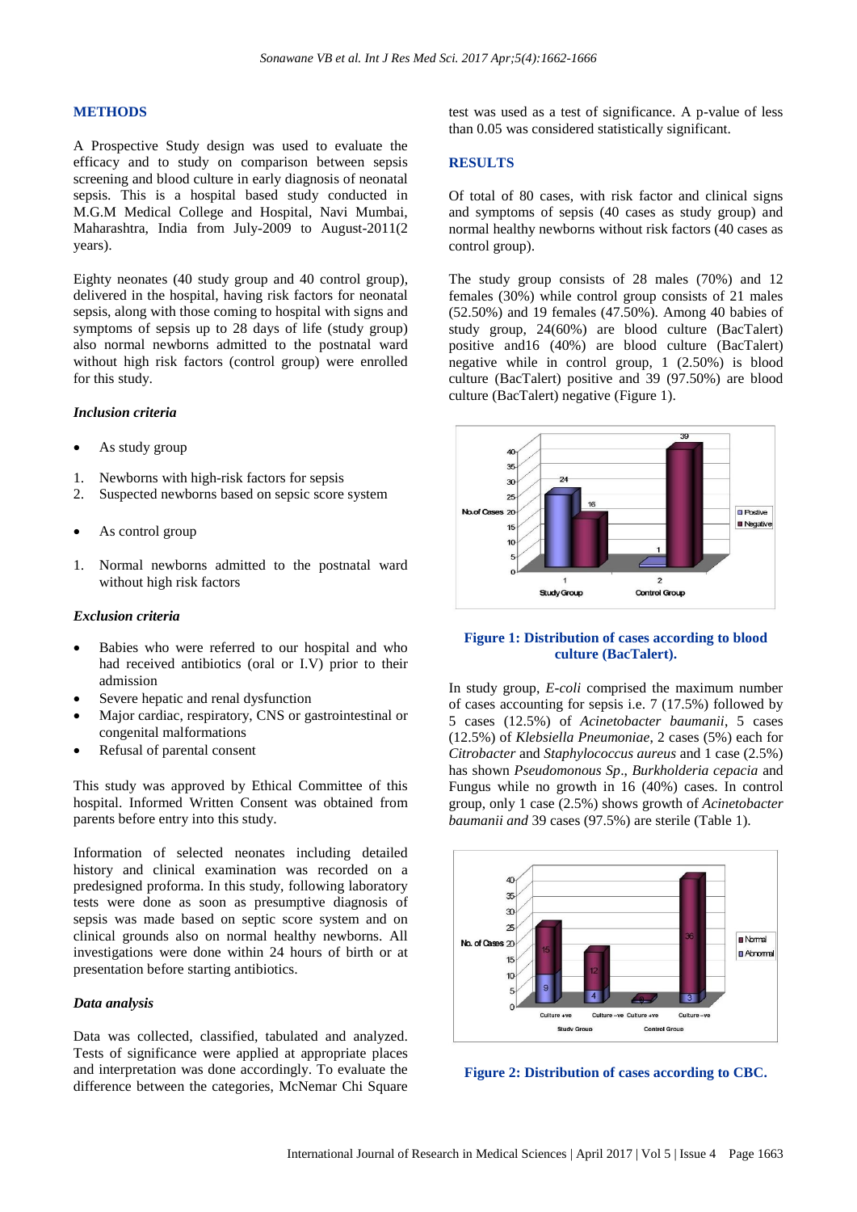## METHODS

A Prospective Study design was used to evaluate the efficacy and to study on comparison between sepsis screening and blood culture in early diagnosis of neonatal sepsis. This is a hospital based study conducted in M.G.M Medical College and Hospital, Navi Mumbai, Maharashtra, India from July-2009 to August-2011(2 years).

Eighty neonates (40 study group and 40 control group), delivered in the hospital, having risk factors for neonatal sepsis, along with those coming to hospital with signs and symptoms of sepsis up to 28 days of life (study group) also normal newborns admitted to the postnatal ward without high risk factors (control group) were enrolled for this study.

### *Inclusion criteria*

- As study group

1. Newborns with high-risk factors for sepsis
2. Suspected newborns based on sepsic score system

- As control group

1. Normal newborns admitted to the postnatal ward without high risk factors

### *Exclusion criteria*

- Babies who were referred to our hospital and who had received antibiotics (oral or I.V) prior to their admission
- Severe hepatic and renal dysfunction
- Major cardiac, respiratory, CNS or gastrointestinal or congenital malformations
- Refusal of parental consent

This study was approved by Ethical Committee of this hospital. Informed Written Consent was obtained from parents before entry into this study.

Information of selected neonates including detailed history and clinical examination was recorded on a predesigned proforma. In this study, following laboratory tests were done as soon as presumptive diagnosis of sepsis was made based on septic score system and on clinical grounds also on normal healthy newborns. All investigations were done within 24 hours of birth or at presentation before starting antibiotics.

### *Data analysis*

Data was collected, classified, tabulated and analyzed. Tests of significance were applied at appropriate places and interpretation was done accordingly. To evaluate the difference between the categories, McNemar Chi Square test was used as a test of significance. A p-value of less than 0.05 was considered statistically significant.

## RESULTS

Of total of 80 cases, with risk factor and clinical signs and symptoms of sepsis (40 cases as study group) and normal healthy newborns without risk factors (40 cases as control group).

The study group consists of 28 males (70%) and 12 females (30%) while control group consists of 21 males (52.50%) and 19 females (47.50%). Among 40 babies of study group, 24(60%) are blood culture (BacTalert) positive and16 (40%) are blood culture (BacTalert) negative while in control group, 1 (2.50%) is blood culture (BacTalert) positive and 39 (97.50%) are blood culture (BacTalert) negative (Figure 1).

**Figure 1: Distribution of cases according to blood culture (BacTalert).**

In study group, *E-coli* comprised the maximum number of cases accounting for sepsis i.e. 7 (17.5%) followed by 5 cases (12.5%) of *Acinetobacter baumanii*, 5 cases (12.5%) of *Klebsiella Pneumoniae*, 2 cases (5%) each for *Citrobacter* and *Staphylococcus aureus* and 1 case (2.5%) has shown *Pseudomonous Sp*., *Burkholderia cepacia* and Fungus while no growth in 16 (40%) cases. In control group, only 1 case (2.5%) shows growth of *Acinetobacter baumanii and* 39 cases (97.5%) are sterile (Table 1).

**Figure 2: Distribution of cases according to CBC.**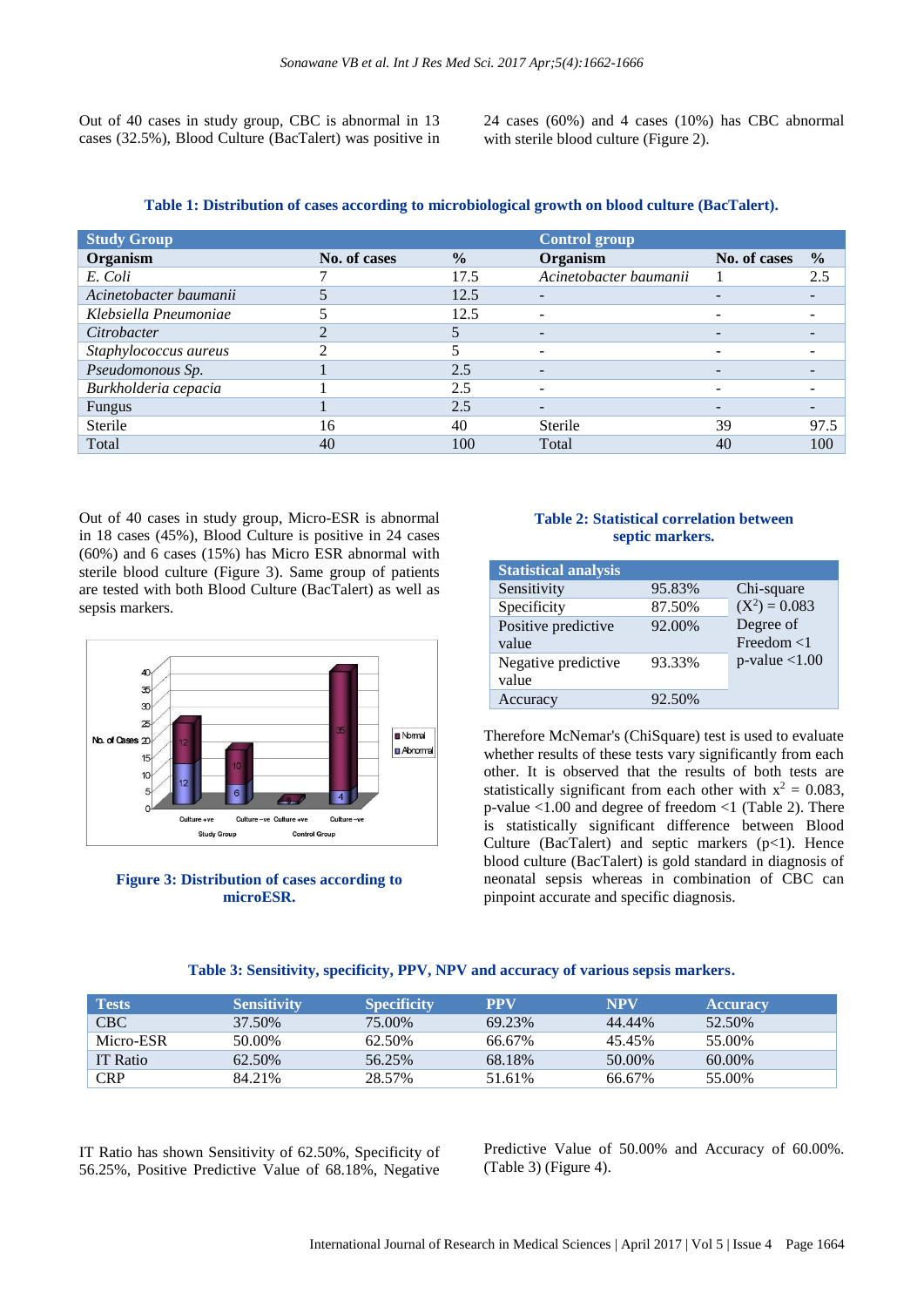Out of 40 cases in study group, CBC is abnormal in 13 cases (32.5%), Blood Culture (BacTalert) was positive in 24 cases (60%) and 4 cases (10%) has CBC abnormal with sterile blood culture (Figure 2).

**Table 1: Distribution of cases according to microbiological growth on blood culture (BacTalert).**

| Study Group | | | Control group | | |
|---|---|---|---|---|---|
| **Organism** | **No. of cases** | **%** | **Organism** | **No. of cases** | **%** |
| *E. Coli* | 7 | 17.5 | *Acinetobacter baumanii* | 1 | 2.5 |
| *Acinetobacter baumanii* | 5 | 12.5 | - | - | - |
| *Klebsiella Pneumoniae* | 5 | 12.5 | - | - | - |
| *Citrobacter* | 2 | 5 | - | - | - |
| *Staphylococcus aureus* | 2 | 5 | - | - | - |
| *Pseudomonous Sp.* | 1 | 2.5 | - | - | - |
| *Burkholderia cepacia* | 1 | 2.5 | - | - | - |
| Fungus | 1 | 2.5 | - | - | - |
| Sterile | 16 | 40 | Sterile | 39 | 97.5 |
| Total | 40 | 100 | Total | 40 | 100 |

Out of 40 cases in study group, Micro-ESR is abnormal in 18 cases (45%), Blood Culture is positive in 24 cases (60%) and 6 cases (15%) has Micro ESR abnormal with sterile blood culture (Figure 3). Same group of patients are tested with both Blood Culture (BacTalert) as well as sepsis markers.

**Figure 3: Distribution of cases according to microESR.**

**Table 2: Statistical correlation between septic markers.**

| Statistical analysis | | |
|---|---|---|
| Sensitivity | 95.83% | Chi-square ($X^2$) = 0.083 Degree of Freedom <1 p-value <1.00 |
| Specificity | 87.50% | |
| Positive predictive value | 92.00% | |
| Negative predictive value | 93.33% | |
| Accuracy | 92.50% | |

Therefore McNemar's (ChiSquare) test is used to evaluate whether results of these tests vary significantly from each other. It is observed that the results of both tests are statistically significant from each other with $x^2$ = 0.083, p-value <1.00 and degree of freedom <1 (Table 2). There is statistically significant difference between Blood Culture (BacTalert) and septic markers (p<1). Hence blood culture (BacTalert) is gold standard in diagnosis of neonatal sepsis whereas in combination of CBC can pinpoint accurate and specific diagnosis.

**Table 3: Sensitivity, specificity, PPV, NPV and accuracy of various sepsis markers.**

| Tests | Sensitivity | Specificity | PPV | NPV | Accuracy |
|---|---|---|---|---|---|
| CBC | 37.50% | 75.00% | 69.23% | 44.44% | 52.50% |
| Micro-ESR | 50.00% | 62.50% | 66.67% | 45.45% | 55.00% |
| IT Ratio | 62.50% | 56.25% | 68.18% | 50.00% | 60.00% |
| CRP | 84.21% | 28.57% | 51.61% | 66.67% | 55.00% |

IT Ratio has shown Sensitivity of 62.50%, Specificity of 56.25%, Positive Predictive Value of 68.18%, Negative Predictive Value of 50.00% and Accuracy of 60.00%. (Table 3) (Figure 4).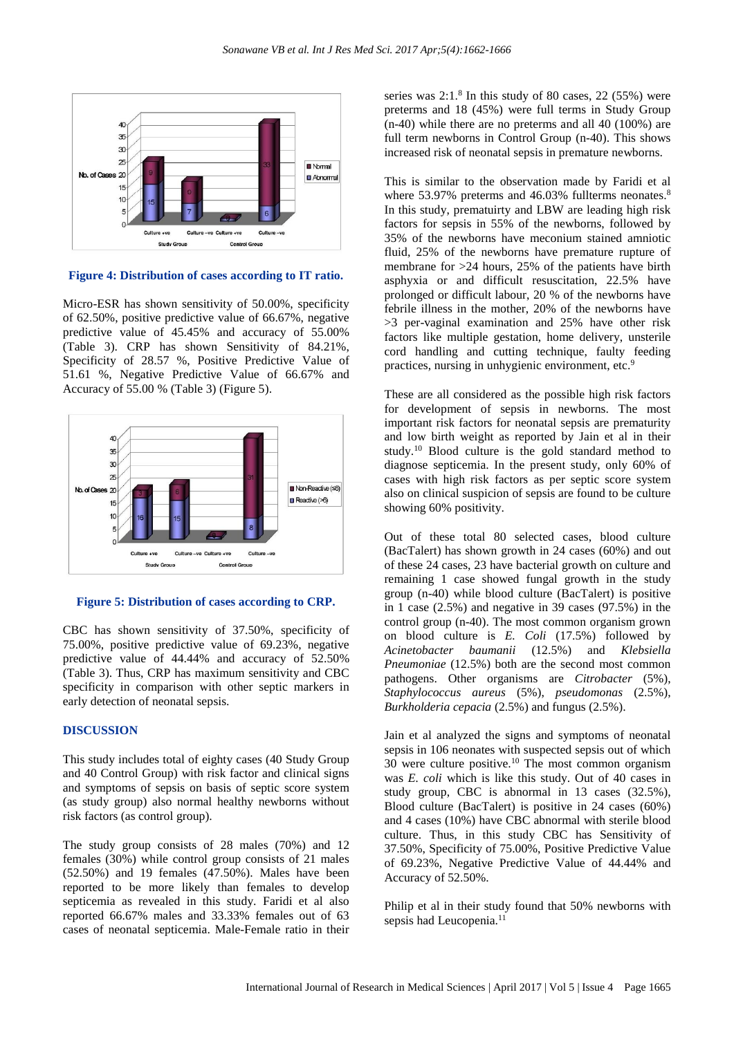**Figure 4: Distribution of cases according to IT ratio.**

Micro-ESR has shown sensitivity of 50.00%, specificity of 62.50%, positive predictive value of 66.67%, negative predictive value of 45.45% and accuracy of 55.00% (Table 3). CRP has shown Sensitivity of 84.21%, Specificity of 28.57 %, Positive Predictive Value of 51.61 %, Negative Predictive Value of 66.67% and Accuracy of 55.00 % (Table 3) (Figure 5).

**Figure 5: Distribution of cases according to CRP.**

CBC has shown sensitivity of 37.50%, specificity of 75.00%, positive predictive value of 69.23%, negative predictive value of 44.44% and accuracy of 52.50% (Table 3). Thus, CRP has maximum sensitivity and CBC specificity in comparison with other septic markers in early detection of neonatal sepsis.

## DISCUSSION

This study includes total of eighty cases (40 Study Group and 40 Control Group) with risk factor and clinical signs and symptoms of sepsis on basis of septic score system (as study group) also normal healthy newborns without risk factors (as control group).

The study group consists of 28 males (70%) and 12 females (30%) while control group consists of 21 males (52.50%) and 19 females (47.50%). Males have been reported to be more likely than females to develop septicemia as revealed in this study. Faridi et al also reported 66.67% males and 33.33% females out of 63 cases of neonatal septicemia. Male-Female ratio in their series was 2:1.[8] In this study of 80 cases, 22 (55%) were preterms and 18 (45%) were full terms in Study Group (n-40) while there are no preterms and all 40 (100%) are full term newborns in Control Group (n-40). This shows increased risk of neonatal sepsis in premature newborns.

This is similar to the observation made by Faridi et al where 53.97% preterms and 46.03% fullterms neonates.[8] In this study, prematuirty and LBW are leading high risk factors for sepsis in 55% of the newborns, followed by 35% of the newborns have meconium stained amniotic fluid, 25% of the newborns have premature rupture of membrane for >24 hours, 25% of the patients have birth asphyxia or and difficult resuscitation, 22.5% have prolonged or difficult labour, 20 % of the newborns have febrile illness in the mother, 20% of the newborns have >3 per-vaginal examination and 25% have other risk factors like multiple gestation, home delivery, unsterile cord handling and cutting technique, faulty feeding practices, nursing in unhygienic environment, etc.[9]

These are all considered as the possible high risk factors for development of sepsis in newborns. The most important risk factors for neonatal sepsis are prematurity and low birth weight as reported by Jain et al in their study.[10] Blood culture is the gold standard method to diagnose septicemia. In the present study, only 60% of cases with high risk factors as per septic score system also on clinical suspicion of sepsis are found to be culture showing 60% positivity.

Out of these total 80 selected cases, blood culture (BacTalert) has shown growth in 24 cases (60%) and out of these 24 cases, 23 have bacterial growth on culture and remaining 1 case showed fungal growth in the study group (n-40) while blood culture (BacTalert) is positive in 1 case (2.5%) and negative in 39 cases (97.5%) in the control group (n-40). The most common organism grown on blood culture is *E. Coli* (17.5%) followed by *Acinetobacter baumanii* (12.5%) and *Klebsiella Pneumoniae* (12.5%) both are the second most common pathogens. Other organisms are *Citrobacter* (5%), *Staphylococcus aureus* (5%), *pseudomonas* (2.5%), *Burkholderia cepacia* (2.5%) and fungus (2.5%).

Jain et al analyzed the signs and symptoms of neonatal sepsis in 106 neonates with suspected sepsis out of which 30 were culture positive.[10] The most common organism was *E. coli* which is like this study. Out of 40 cases in study group, CBC is abnormal in 13 cases (32.5%), Blood culture (BacTalert) is positive in 24 cases (60%) and 4 cases (10%) have CBC abnormal with sterile blood culture. Thus, in this study CBC has Sensitivity of 37.50%, Specificity of 75.00%, Positive Predictive Value of 69.23%, Negative Predictive Value of 44.44% and Accuracy of 52.50%.

Philip et al in their study found that 50% newborns with sepsis had Leucopenia.[11]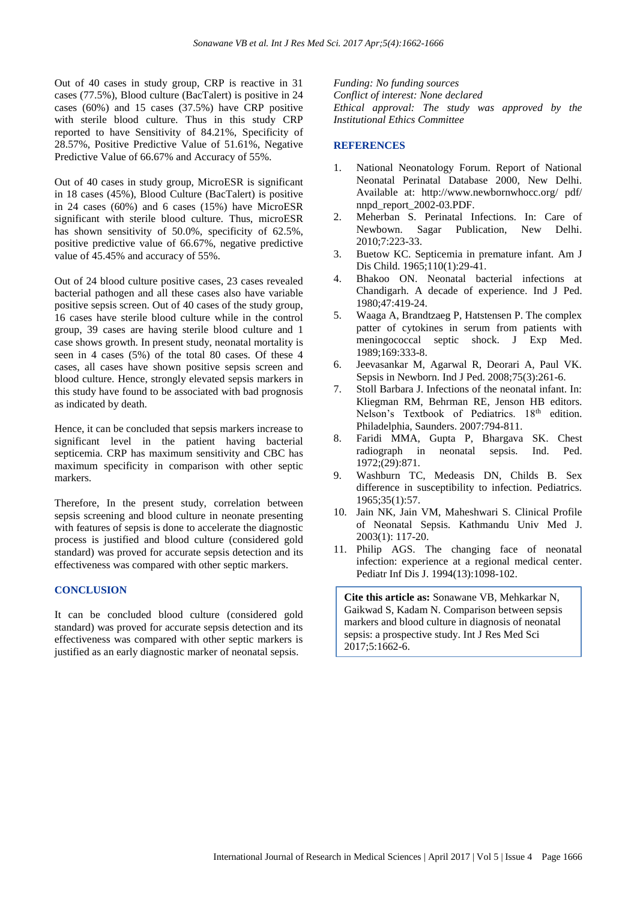Out of 40 cases in study group, CRP is reactive in 31 cases (77.5%), Blood culture (BacTalert) is positive in 24 cases (60%) and 15 cases (37.5%) have CRP positive with sterile blood culture. Thus in this study CRP reported to have Sensitivity of 84.21%, Specificity of 28.57%, Positive Predictive Value of 51.61%, Negative Predictive Value of 66.67% and Accuracy of 55%.

Out of 40 cases in study group, MicroESR is significant in 18 cases (45%), Blood Culture (BacTalert) is positive in 24 cases (60%) and 6 cases (15%) have MicroESR significant with sterile blood culture. Thus, microESR has shown sensitivity of 50.0%, specificity of 62.5%, positive predictive value of 66.67%, negative predictive value of 45.45% and accuracy of 55%.

Out of 24 blood culture positive cases, 23 cases revealed bacterial pathogen and all these cases also have variable positive sepsis screen. Out of 40 cases of the study group, 16 cases have sterile blood culture while in the control group, 39 cases are having sterile blood culture and 1 case shows growth. In present study, neonatal mortality is seen in 4 cases (5%) of the total 80 cases. Of these 4 cases, all cases have shown positive sepsis screen and blood culture. Hence, strongly elevated sepsis markers in this study have found to be associated with bad prognosis as indicated by death.

Hence, it can be concluded that sepsis markers increase to significant level in the patient having bacterial septicemia. CRP has maximum sensitivity and CBC has maximum specificity in comparison with other septic markers.

Therefore, In the present study, correlation between sepsis screening and blood culture in neonate presenting with features of sepsis is done to accelerate the diagnostic process is justified and blood culture (considered gold standard) was proved for accurate sepsis detection and its effectiveness was compared with other septic markers.

## CONCLUSION

It can be concluded blood culture (considered gold standard) was proved for accurate sepsis detection and its effectiveness was compared with other septic markers is justified as an early diagnostic marker of neonatal sepsis.

*Funding: No funding sources*
*Conflict of interest: None declared*
*Ethical approval: The study was approved by the Institutional Ethics Committee*

## REFERENCES

1. National Neonatology Forum. Report of National Neonatal Perinatal Database 2000, New Delhi. Available at: http://www.newbornwhocc.org/ pdf/ nnpd_report_2002-03.PDF.
2. Meherban S. Perinatal Infections. In: Care of Newbown. Sagar Publication, New Delhi. 2010;7:223-33.
3. Buetow KC. Septicemia in premature infant. Am J Dis Child. 1965;110(1):29-41.
4. Bhakoo ON. Neonatal bacterial infections at Chandigarh. A decade of experience. Ind J Ped. 1980;47:419-24.
5. Waaga A, Brandtzaeg P, Hatstensen P. The complex patter of cytokines in serum from patients with meningococcal septic shock. J Exp Med. 1989;169:333-8.
6. Jeevasankar M, Agarwal R, Deorari A, Paul VK. Sepsis in Newborn. Ind J Ped. 2008;75(3):261-6.
7. Stoll Barbara J. Infections of the neonatal infant. In: Kliegman RM, Behrman RE, Jenson HB editors. Nelson's Textbook of Pediatrics. 18th edition. Philadelphia, Saunders. 2007:794-811.
8. Faridi MMA, Gupta P, Bhargava SK. Chest radiograph in neonatal sepsis. Ind. Ped. 1972;(29):871.
9. Washburn TC, Medeasis DN, Childs B. Sex difference in susceptibility to infection. Pediatrics. 1965;35(1):57.
10. Jain NK, Jain VM, Maheshwari S. Clinical Profile of Neonatal Sepsis. Kathmandu Univ Med J. 2003(1): 117-20.
11. Philip AGS. The changing face of neonatal infection: experience at a regional medical center. Pediatr Inf Dis J. 1994(13):1098-102.

**Cite this article as:** Sonawane VB, Mehkarkar N, Gaikwad S, Kadam N. Comparison between sepsis markers and blood culture in diagnosis of neonatal sepsis: a prospective study. Int J Res Med Sci 2017;5:1662-6.